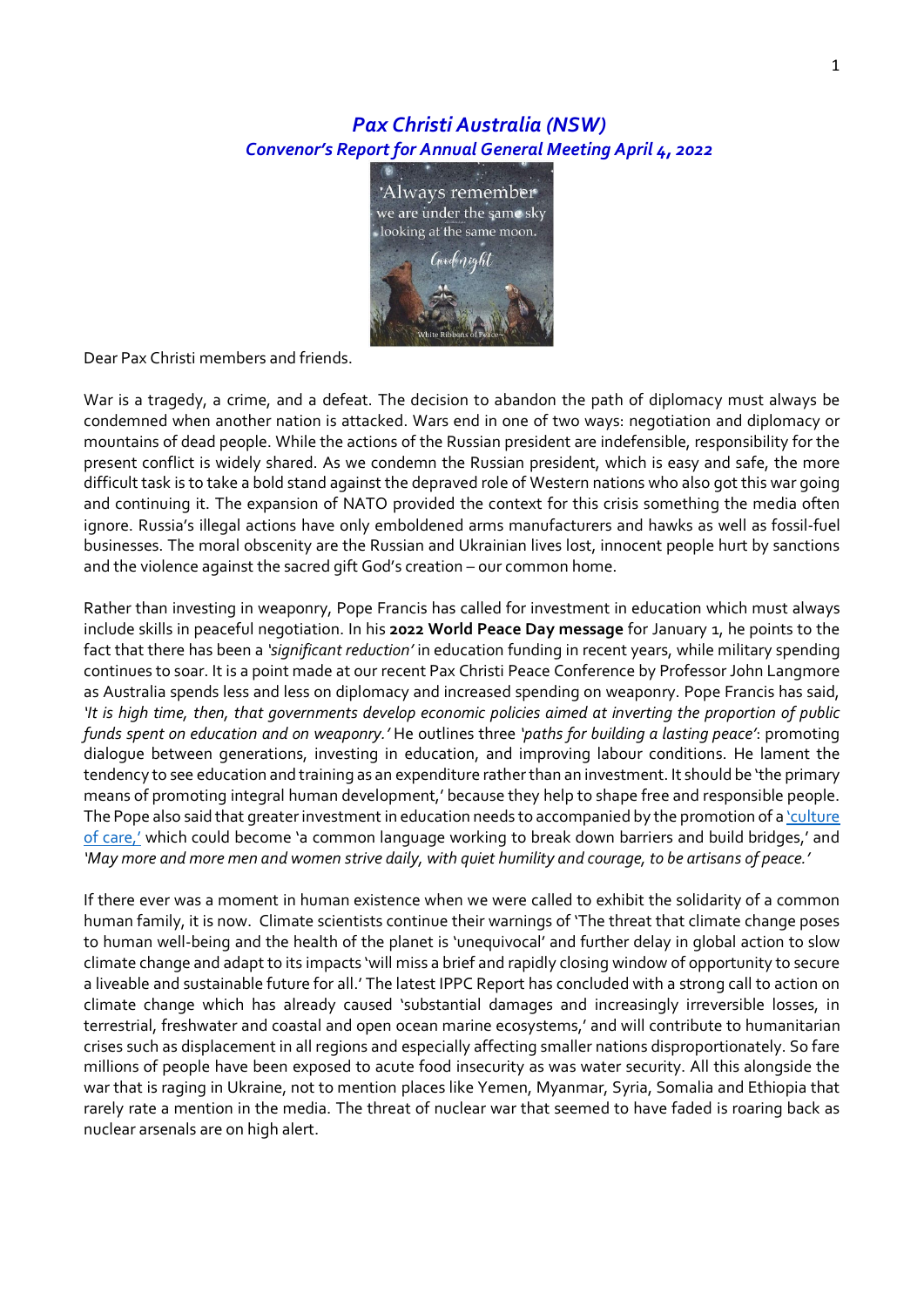## *Pax Christi Australia (NSW)*
### *Convenor's Report for Annual General Meeting April 4, 2022*

Dear Pax Christi members and friends.

War is a tragedy, a crime, and a defeat. The decision to abandon the path of diplomacy must always be condemned when another nation is attacked. Wars end in one of two ways: negotiation and diplomacy or mountains of dead people. While the actions of the Russian president are indefensible, responsibility for the present conflict is widely shared. As we condemn the Russian president, which is easy and safe, the more difficult task is to take a bold stand against the depraved role of Western nations who also got this war going and continuing it. The expansion of NATO provided the context for this crisis something the media often ignore. Russia's illegal actions have only emboldened arms manufacturers and hawks as well as fossil-fuel businesses. The moral obscenity are the Russian and Ukrainian lives lost, innocent people hurt by sanctions and the violence against the sacred gift God's creation – our common home.

Rather than investing in weaponry, Pope Francis has called for investment in education which must always include skills in peaceful negotiation. In his **2022 World Peace Day message** for January 1, he points to the fact that there has been a *'significant reduction'* in education funding in recent years, while military spending continues to soar. It is a point made at our recent Pax Christi Peace Conference by Professor John Langmore as Australia spends less and less on diplomacy and increased spending on weaponry. Pope Francis has said, *'It is high time, then, that governments develop economic policies aimed at inverting the proportion of public funds spent on education and on weaponry.'* He outlines three *'paths for building a lasting peace'*: promoting dialogue between generations, investing in education, and improving labour conditions. He lament the tendency to see education and training as an expenditure rather than an investment. It should be 'the primary means of promoting integral human development,' because they help to shape free and responsible people. The Pope also said that greater investment in education needs to accompanied by the promotion of a 'culture of care,' which could become 'a common language working to break down barriers and build bridges,' and *'May more and more men and women strive daily, with quiet humility and courage, to be artisans of peace.'*

If there ever was a moment in human existence when we were called to exhibit the solidarity of a common human family, it is now. Climate scientists continue their warnings of 'The threat that climate change poses to human well-being and the health of the planet is 'unequivocal' and further delay in global action to slow climate change and adapt to its impacts 'will miss a brief and rapidly closing window of opportunity to secure a liveable and sustainable future for all.' The latest IPPC Report has concluded with a strong call to action on climate change which has already caused 'substantial damages and increasingly irreversible losses, in terrestrial, freshwater and coastal and open ocean marine ecosystems,' and will contribute to humanitarian crises such as displacement in all regions and especially affecting smaller nations disproportionately. So fare millions of people have been exposed to acute food insecurity as was water security. All this alongside the war that is raging in Ukraine, not to mention places like Yemen, Myanmar, Syria, Somalia and Ethiopia that rarely rate a mention in the media. The threat of nuclear war that seemed to have faded is roaring back as nuclear arsenals are on high alert.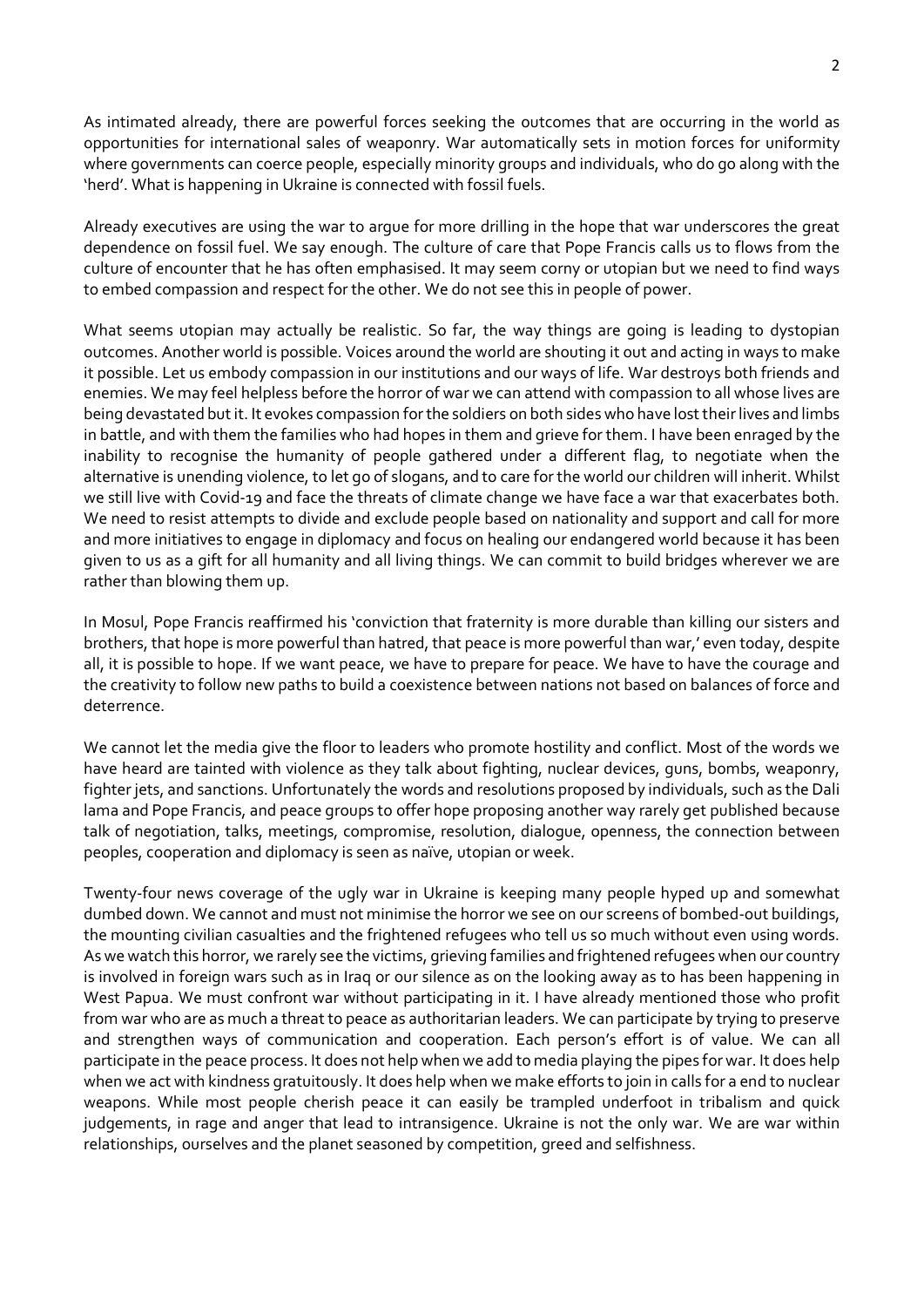As intimated already, there are powerful forces seeking the outcomes that are occurring in the world as opportunities for international sales of weaponry. War automatically sets in motion forces for uniformity where governments can coerce people, especially minority groups and individuals, who do go along with the 'herd'. What is happening in Ukraine is connected with fossil fuels.

Already executives are using the war to argue for more drilling in the hope that war underscores the great dependence on fossil fuel. We say enough. The culture of care that Pope Francis calls us to flows from the culture of encounter that he has often emphasised. It may seem corny or utopian but we need to find ways to embed compassion and respect for the other. We do not see this in people of power.

What seems utopian may actually be realistic. So far, the way things are going is leading to dystopian outcomes. Another world is possible. Voices around the world are shouting it out and acting in ways to make it possible. Let us embody compassion in our institutions and our ways of life. War destroys both friends and enemies. We may feel helpless before the horror of war we can attend with compassion to all whose lives are being devastated but it. It evokes compassion for the soldiers on both sides who have lost their lives and limbs in battle, and with them the families who had hopes in them and grieve for them. I have been enraged by the inability to recognise the humanity of people gathered under a different flag, to negotiate when the alternative is unending violence, to let go of slogans, and to care for the world our children will inherit. Whilst we still live with Covid-19 and face the threats of climate change we have face a war that exacerbates both. We need to resist attempts to divide and exclude people based on nationality and support and call for more and more initiatives to engage in diplomacy and focus on healing our endangered world because it has been given to us as a gift for all humanity and all living things. We can commit to build bridges wherever we are rather than blowing them up.

In Mosul, Pope Francis reaffirmed his 'conviction that fraternity is more durable than killing our sisters and brothers, that hope is more powerful than hatred, that peace is more powerful than war,' even today, despite all, it is possible to hope. If we want peace, we have to prepare for peace. We have to have the courage and the creativity to follow new paths to build a coexistence between nations not based on balances of force and deterrence.

We cannot let the media give the floor to leaders who promote hostility and conflict. Most of the words we have heard are tainted with violence as they talk about fighting, nuclear devices, guns, bombs, weaponry, fighter jets, and sanctions. Unfortunately the words and resolutions proposed by individuals, such as the Dali lama and Pope Francis, and peace groups to offer hope proposing another way rarely get published because talk of negotiation, talks, meetings, compromise, resolution, dialogue, openness, the connection between peoples, cooperation and diplomacy is seen as naïve, utopian or week.

Twenty-four news coverage of the ugly war in Ukraine is keeping many people hyped up and somewhat dumbed down. We cannot and must not minimise the horror we see on our screens of bombed-out buildings, the mounting civilian casualties and the frightened refugees who tell us so much without even using words. As we watch this horror, we rarely see the victims, grieving families and frightened refugees when our country is involved in foreign wars such as in Iraq or our silence as on the looking away as to has been happening in West Papua. We must confront war without participating in it. I have already mentioned those who profit from war who are as much a threat to peace as authoritarian leaders. We can participate by trying to preserve and strengthen ways of communication and cooperation. Each person's effort is of value. We can all participate in the peace process. It does not help when we add to media playing the pipes for war. It does help when we act with kindness gratuitously. It does help when we make efforts to join in calls for a end to nuclear weapons. While most people cherish peace it can easily be trampled underfoot in tribalism and quick judgements, in rage and anger that lead to intransigence. Ukraine is not the only war. We are war within relationships, ourselves and the planet seasoned by competition, greed and selfishness.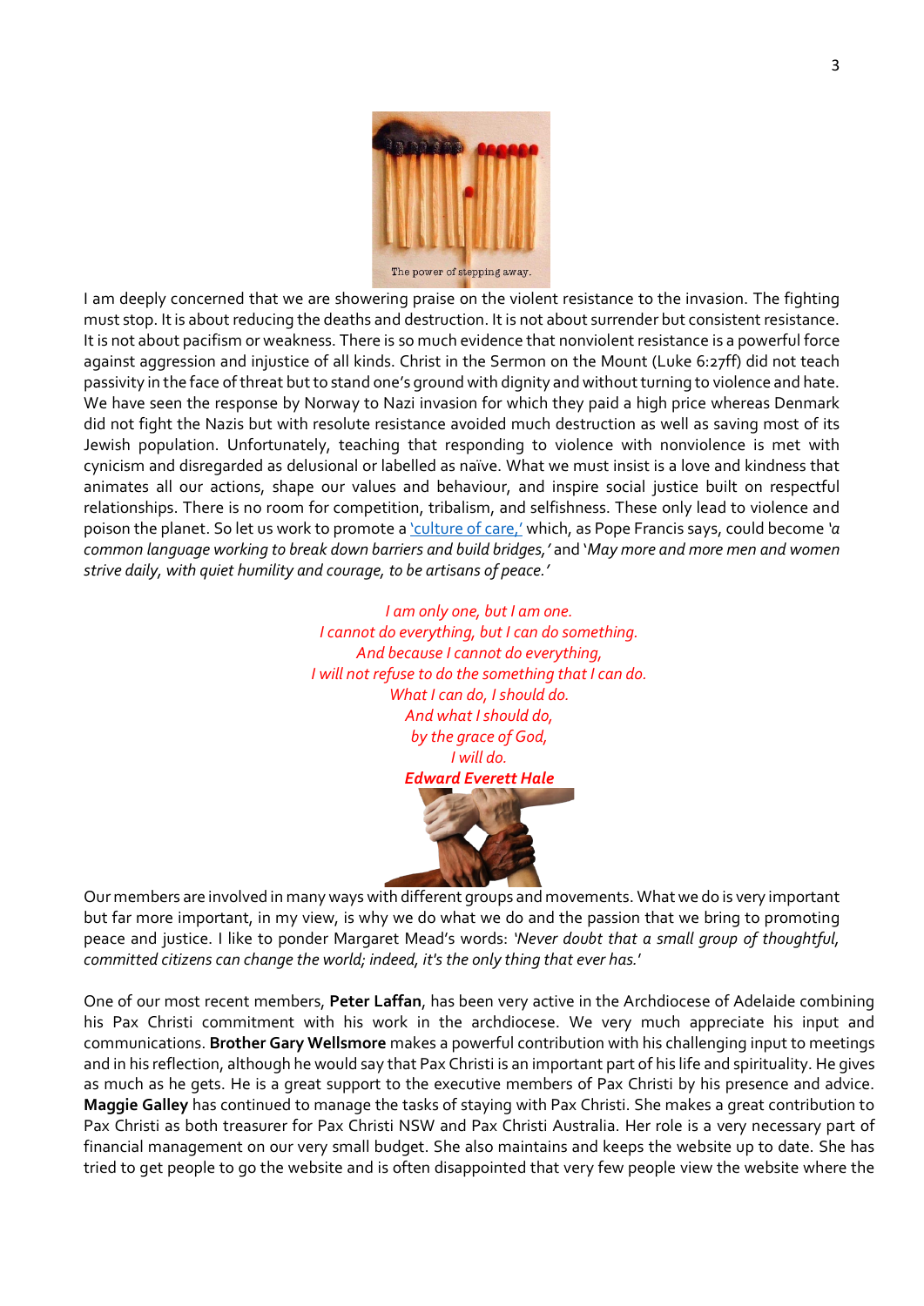The power of stepping away.

I am deeply concerned that we are showering praise on the violent resistance to the invasion. The fighting must stop. It is about reducing the deaths and destruction. It is not about surrender but consistent resistance. It is not about pacifism or weakness. There is so much evidence that nonviolent resistance is a powerful force against aggression and injustice of all kinds. Christ in the Sermon on the Mount (Luke 6:27ff) did not teach passivity in the face of threat but to stand one's ground with dignity and without turning to violence and hate. We have seen the response by Norway to Nazi invasion for which they paid a high price whereas Denmark did not fight the Nazis but with resolute resistance avoided much destruction as well as saving most of its Jewish population. Unfortunately, teaching that responding to violence with nonviolence is met with cynicism and disregarded as delusional or labelled as naïve. What we must insist is a love and kindness that animates all our actions, shape our values and behaviour, and inspire social justice built on respectful relationships. There is no room for competition, tribalism, and selfishness. These only lead to violence and poison the planet. So let us work to promote a 'culture of care,' which, as Pope Francis says, could become *'a common language working to break down barriers and build bridges,'* and '*May more and more men and women strive daily, with quiet humility and courage, to be artisans of peace.'*

*I am only one, but I am one.*
*I cannot do everything, but I can do something.*
*And because I cannot do everything,*
*I will not refuse to do the something that I can do.*
*What I can do, I should do.*
*And what I should do,*
*by the grace of God,*
*I will do.*
***Edward Everett Hale***

Our members are involved in many ways with different groups and movements. What we do is very important but far more important, in my view, is why we do what we do and the passion that we bring to promoting peace and justice. I like to ponder Margaret Mead's words: *'Never doubt that a small group of thoughtful, committed citizens can change the world; indeed, it's the only thing that ever has.'*

One of our most recent members, **Peter Laffan**, has been very active in the Archdiocese of Adelaide combining his Pax Christi commitment with his work in the archdiocese. We very much appreciate his input and communications. **Brother Gary Wellsmore** makes a powerful contribution with his challenging input to meetings and in his reflection, although he would say that Pax Christi is an important part of his life and spirituality. He gives as much as he gets. He is a great support to the executive members of Pax Christi by his presence and advice. **Maggie Galley** has continued to manage the tasks of staying with Pax Christi. She makes a great contribution to Pax Christi as both treasurer for Pax Christi NSW and Pax Christi Australia. Her role is a very necessary part of financial management on our very small budget. She also maintains and keeps the website up to date. She has tried to get people to go the website and is often disappointed that very few people view the website where the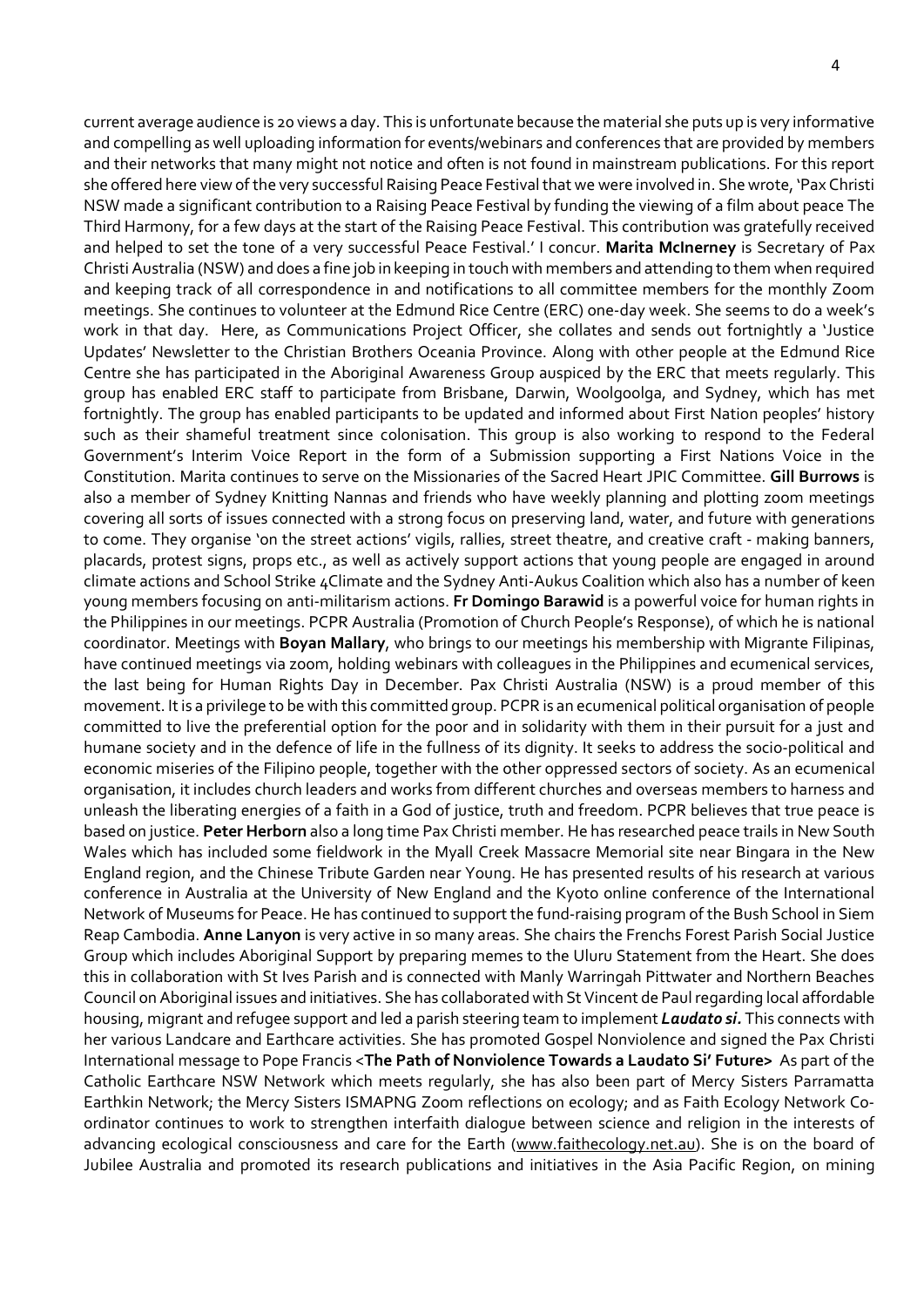current average audience is 20 views a day. This is unfortunate because the material she puts up is very informative and compelling as well uploading information for events/webinars and conferences that are provided by members and their networks that many might not notice and often is not found in mainstream publications. For this report she offered here view of the very successful Raising Peace Festival that we were involved in. She wrote, 'Pax Christi NSW made a significant contribution to a Raising Peace Festival by funding the viewing of a film about peace The Third Harmony, for a few days at the start of the Raising Peace Festival. This contribution was gratefully received and helped to set the tone of a very successful Peace Festival.' I concur. **Marita McInerney** is Secretary of Pax Christi Australia (NSW) and does a fine job in keeping in touch with members and attending to them when required and keeping track of all correspondence in and notifications to all committee members for the monthly Zoom meetings. She continues to volunteer at the Edmund Rice Centre (ERC) one-day week. She seems to do a week's work in that day. Here, as Communications Project Officer, she collates and sends out fortnightly a 'Justice Updates' Newsletter to the Christian Brothers Oceania Province. Along with other people at the Edmund Rice Centre she has participated in the Aboriginal Awareness Group auspiced by the ERC that meets regularly. This group has enabled ERC staff to participate from Brisbane, Darwin, Woolgoolga, and Sydney, which has met fortnightly. The group has enabled participants to be updated and informed about First Nation peoples' history such as their shameful treatment since colonisation. This group is also working to respond to the Federal Government's Interim Voice Report in the form of a Submission supporting a First Nations Voice in the Constitution. Marita continues to serve on the Missionaries of the Sacred Heart JPIC Committee. **Gill Burrows** is also a member of Sydney Knitting Nannas and friends who have weekly planning and plotting zoom meetings covering all sorts of issues connected with a strong focus on preserving land, water, and future with generations to come. They organise 'on the street actions' vigils, rallies, street theatre, and creative craft - making banners, placards, protest signs, props etc., as well as actively support actions that young people are engaged in around climate actions and School Strike 4Climate and the Sydney Anti-Aukus Coalition which also has a number of keen young members focusing on anti-militarism actions. **Fr Domingo Barawid** is a powerful voice for human rights in the Philippines in our meetings. PCPR Australia (Promotion of Church People's Response), of which he is national coordinator. Meetings with **Boyan Mallary**, who brings to our meetings his membership with Migrante Filipinas, have continued meetings via zoom, holding webinars with colleagues in the Philippines and ecumenical services, the last being for Human Rights Day in December. Pax Christi Australia (NSW) is a proud member of this movement. It is a privilege to be with this committed group. PCPR is an ecumenical political organisation of people committed to live the preferential option for the poor and in solidarity with them in their pursuit for a just and humane society and in the defence of life in the fullness of its dignity. It seeks to address the socio-political and economic miseries of the Filipino people, together with the other oppressed sectors of society. As an ecumenical organisation, it includes church leaders and works from different churches and overseas members to harness and unleash the liberating energies of a faith in a God of justice, truth and freedom. PCPR believes that true peace is based on justice. **Peter Herborn** also a long time Pax Christi member. He has researched peace trails in New South Wales which has included some fieldwork in the Myall Creek Massacre Memorial site near Bingara in the New England region, and the Chinese Tribute Garden near Young. He has presented results of his research at various conference in Australia at the University of New England and the Kyoto online conference of the International Network of Museums for Peace. He has continued to support the fund-raising program of the Bush School in Siem Reap Cambodia. **Anne Lanyon** is very active in so many areas. She chairs the Frenchs Forest Parish Social Justice Group which includes Aboriginal Support by preparing memes to the Uluru Statement from the Heart. She does this in collaboration with St Ives Parish and is connected with Manly Warringah Pittwater and Northern Beaches Council on Aboriginal issues and initiatives. She has collaborated with St Vincent de Paul regarding local affordable housing, migrant and refugee support and led a parish steering team to implement ***Laudato si***. This connects with her various Landcare and Earthcare activities. She has promoted Gospel Nonviolence and signed the Pax Christi International message to Pope Francis <**The Path of Nonviolence Towards a Laudato Si' Future>** As part of the Catholic Earthcare NSW Network which meets regularly, she has also been part of Mercy Sisters Parramatta Earthkin Network; the Mercy Sisters ISMAPNG Zoom reflections on ecology; and as Faith Ecology Network Co-ordinator continues to work to strengthen interfaith dialogue between science and religion in the interests of advancing ecological consciousness and care for the Earth (www.faithecology.net.au). She is on the board of Jubilee Australia and promoted its research publications and initiatives in the Asia Pacific Region, on mining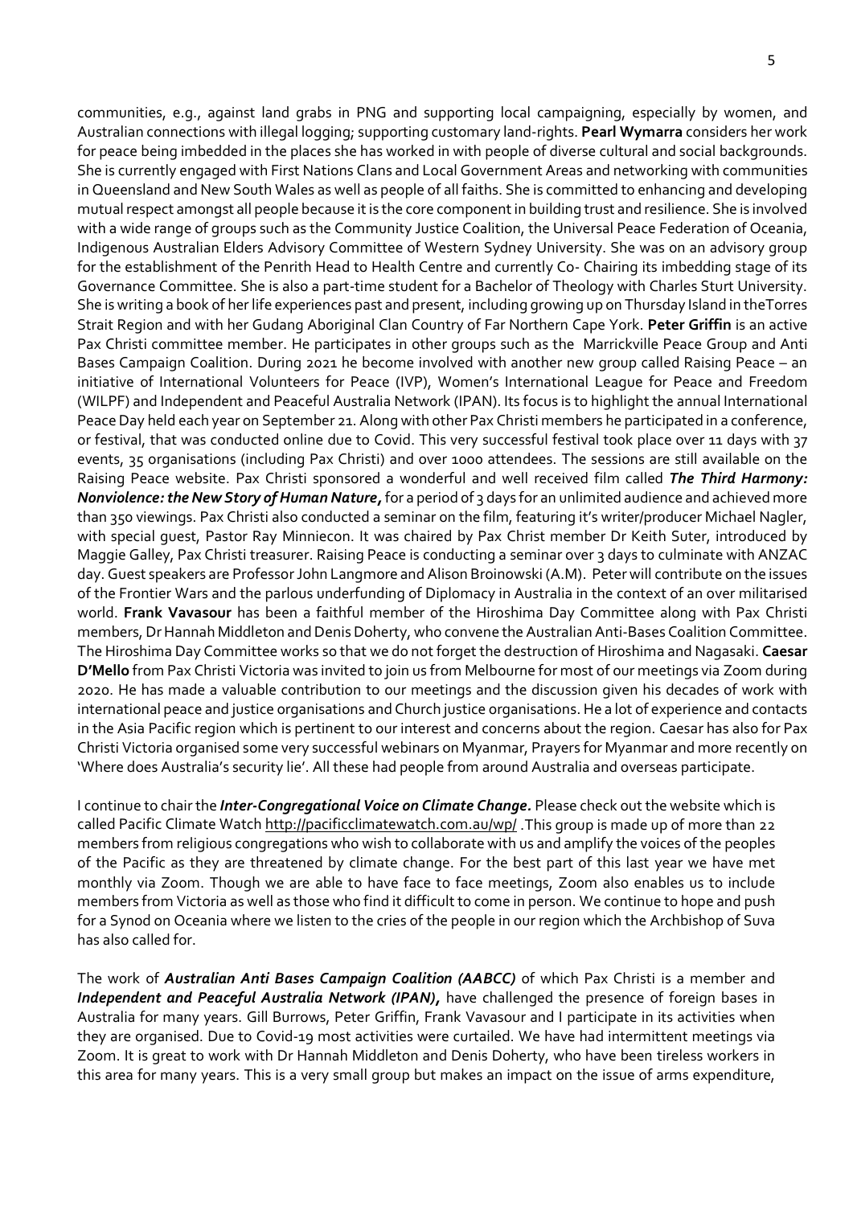communities, e.g., against land grabs in PNG and supporting local campaigning, especially by women, and Australian connections with illegal logging; supporting customary land-rights. **Pearl Wymarra** considers her work for peace being imbedded in the places she has worked in with people of diverse cultural and social backgrounds. She is currently engaged with First Nations Clans and Local Government Areas and networking with communities in Queensland and New South Wales as well as people of all faiths. She is committed to enhancing and developing mutual respect amongst all people because it is the core component in building trust and resilience. She is involved with a wide range of groups such as the Community Justice Coalition, the Universal Peace Federation of Oceania, Indigenous Australian Elders Advisory Committee of Western Sydney University. She was on an advisory group for the establishment of the Penrith Head to Health Centre and currently Co- Chairing its imbedding stage of its Governance Committee. She is also a part-time student for a Bachelor of Theology with Charles Sturt University. She is writing a book of her life experiences past and present, including growing up on Thursday Island in theTorres Strait Region and with her Gudang Aboriginal Clan Country of Far Northern Cape York. **Peter Griffin** is an active Pax Christi committee member. He participates in other groups such as the Marrickville Peace Group and Anti Bases Campaign Coalition. During 2021 he become involved with another new group called Raising Peace – an initiative of International Volunteers for Peace (IVP), Women's International League for Peace and Freedom (WILPF) and Independent and Peaceful Australia Network (IPAN). Its focus is to highlight the annual International Peace Day held each year on September 21. Along with other Pax Christi members he participated in a conference, or festival, that was conducted online due to Covid. This very successful festival took place over 11 days with 37 events, 35 organisations (including Pax Christi) and over 1000 attendees. The sessions are still available on the Raising Peace website. Pax Christi sponsored a wonderful and well received film called ***The Third Harmony: Nonviolence: the New Story of Human Nature***, for a period of 3 days for an unlimited audience and achieved more than 350 viewings. Pax Christi also conducted a seminar on the film, featuring it's writer/producer Michael Nagler, with special guest, Pastor Ray Minniecon. It was chaired by Pax Christ member Dr Keith Suter, introduced by Maggie Galley, Pax Christi treasurer. Raising Peace is conducting a seminar over 3 days to culminate with ANZAC day. Guest speakers are Professor John Langmore and Alison Broinowski (A.M). Peter will contribute on the issues of the Frontier Wars and the parlous underfunding of Diplomacy in Australia in the context of an over militarised world. **Frank Vavasour** has been a faithful member of the Hiroshima Day Committee along with Pax Christi members, Dr Hannah Middleton and Denis Doherty, who convene the Australian Anti-Bases Coalition Committee. The Hiroshima Day Committee works so that we do not forget the destruction of Hiroshima and Nagasaki. **Caesar D'Mello** from Pax Christi Victoria was invited to join us from Melbourne for most of our meetings via Zoom during 2020. He has made a valuable contribution to our meetings and the discussion given his decades of work with international peace and justice organisations and Church justice organisations. He a lot of experience and contacts in the Asia Pacific region which is pertinent to our interest and concerns about the region. Caesar has also for Pax Christi Victoria organised some very successful webinars on Myanmar, Prayers for Myanmar and more recently on 'Where does Australia's security lie'. All these had people from around Australia and overseas participate.

I continue to chair the ***Inter-Congregational Voice on Climate Change.*** Please check out the website which is called Pacific Climate Watch http://pacificclimatewatch.com.au/wp/ .This group is made up of more than 22 members from religious congregations who wish to collaborate with us and amplify the voices of the peoples of the Pacific as they are threatened by climate change. For the best part of this last year we have met monthly via Zoom. Though we are able to have face to face meetings, Zoom also enables us to include members from Victoria as well as those who find it difficult to come in person. We continue to hope and push for a Synod on Oceania where we listen to the cries of the people in our region which the Archbishop of Suva has also called for.

The work of ***Australian Anti Bases Campaign Coalition (AABCC)*** of which Pax Christi is a member and ***Independent and Peaceful Australia Network (IPAN)***, have challenged the presence of foreign bases in Australia for many years. Gill Burrows, Peter Griffin, Frank Vavasour and I participate in its activities when they are organised. Due to Covid-19 most activities were curtailed. We have had intermittent meetings via Zoom. It is great to work with Dr Hannah Middleton and Denis Doherty, who have been tireless workers in this area for many years. This is a very small group but makes an impact on the issue of arms expenditure,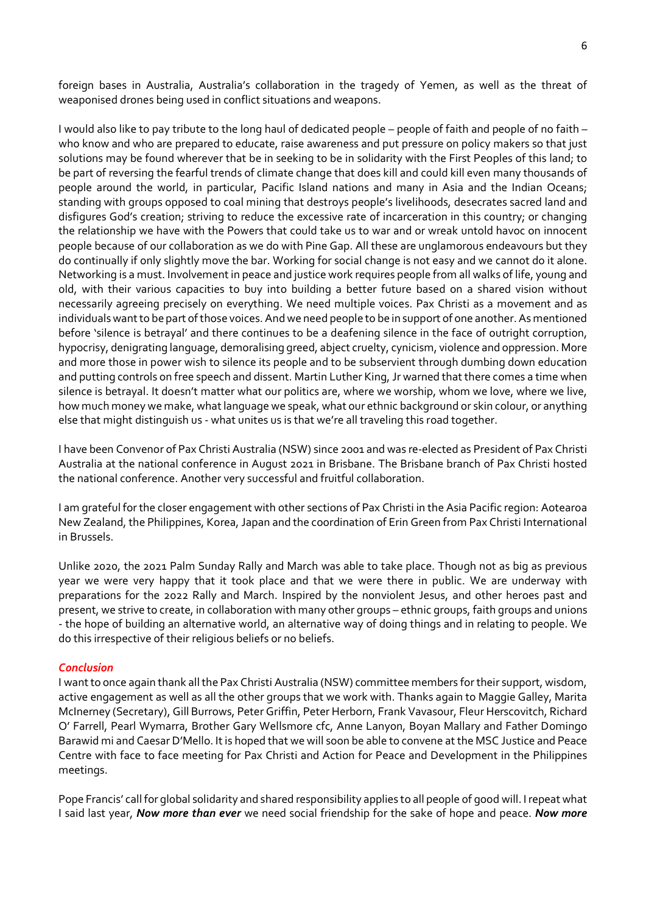foreign bases in Australia, Australia's collaboration in the tragedy of Yemen, as well as the threat of weaponised drones being used in conflict situations and weapons.

I would also like to pay tribute to the long haul of dedicated people – people of faith and people of no faith – who know and who are prepared to educate, raise awareness and put pressure on policy makers so that just solutions may be found wherever that be in seeking to be in solidarity with the First Peoples of this land; to be part of reversing the fearful trends of climate change that does kill and could kill even many thousands of people around the world, in particular, Pacific Island nations and many in Asia and the Indian Oceans; standing with groups opposed to coal mining that destroys people's livelihoods, desecrates sacred land and disfigures God's creation; striving to reduce the excessive rate of incarceration in this country; or changing the relationship we have with the Powers that could take us to war and or wreak untold havoc on innocent people because of our collaboration as we do with Pine Gap. All these are unglamorous endeavours but they do continually if only slightly move the bar. Working for social change is not easy and we cannot do it alone. Networking is a must. Involvement in peace and justice work requires people from all walks of life, young and old, with their various capacities to buy into building a better future based on a shared vision without necessarily agreeing precisely on everything. We need multiple voices. Pax Christi as a movement and as individuals want to be part of those voices. And we need people to be in support of one another. As mentioned before 'silence is betrayal' and there continues to be a deafening silence in the face of outright corruption, hypocrisy, denigrating language, demoralising greed, abject cruelty, cynicism, violence and oppression. More and more those in power wish to silence its people and to be subservient through dumbing down education and putting controls on free speech and dissent. Martin Luther King, Jr warned that there comes a time when silence is betrayal. It doesn't matter what our politics are, where we worship, whom we love, where we live, how much money we make, what language we speak, what our ethnic background or skin colour, or anything else that might distinguish us - what unites us is that we're all traveling this road together.

I have been Convenor of Pax Christi Australia (NSW) since 2001 and was re-elected as President of Pax Christi Australia at the national conference in August 2021 in Brisbane. The Brisbane branch of Pax Christi hosted the national conference. Another very successful and fruitful collaboration.

I am grateful for the closer engagement with other sections of Pax Christi in the Asia Pacific region: Aotearoa New Zealand, the Philippines, Korea, Japan and the coordination of Erin Green from Pax Christi International in Brussels.

Unlike 2020, the 2021 Palm Sunday Rally and March was able to take place. Though not as big as previous year we were very happy that it took place and that we were there in public. We are underway with preparations for the 2022 Rally and March. Inspired by the nonviolent Jesus, and other heroes past and present, we strive to create, in collaboration with many other groups – ethnic groups, faith groups and unions - the hope of building an alternative world, an alternative way of doing things and in relating to people. We do this irrespective of their religious beliefs or no beliefs.

### *Conclusion*

I want to once again thank all the Pax Christi Australia (NSW) committee members for their support, wisdom, active engagement as well as all the other groups that we work with. Thanks again to Maggie Galley, Marita McInerney (Secretary), Gill Burrows, Peter Griffin, Peter Herborn, Frank Vavasour, Fleur Herscovitch, Richard O' Farrell, Pearl Wymarra, Brother Gary Wellsmore cfc, Anne Lanyon, Boyan Mallary and Father Domingo Barawid mi and Caesar D'Mello. It is hoped that we will soon be able to convene at the MSC Justice and Peace Centre with face to face meeting for Pax Christi and Action for Peace and Development in the Philippines meetings.

Pope Francis' call for global solidarity and shared responsibility applies to all people of good will. I repeat what I said last year, ***Now more than ever*** we need social friendship for the sake of hope and peace. ***Now more***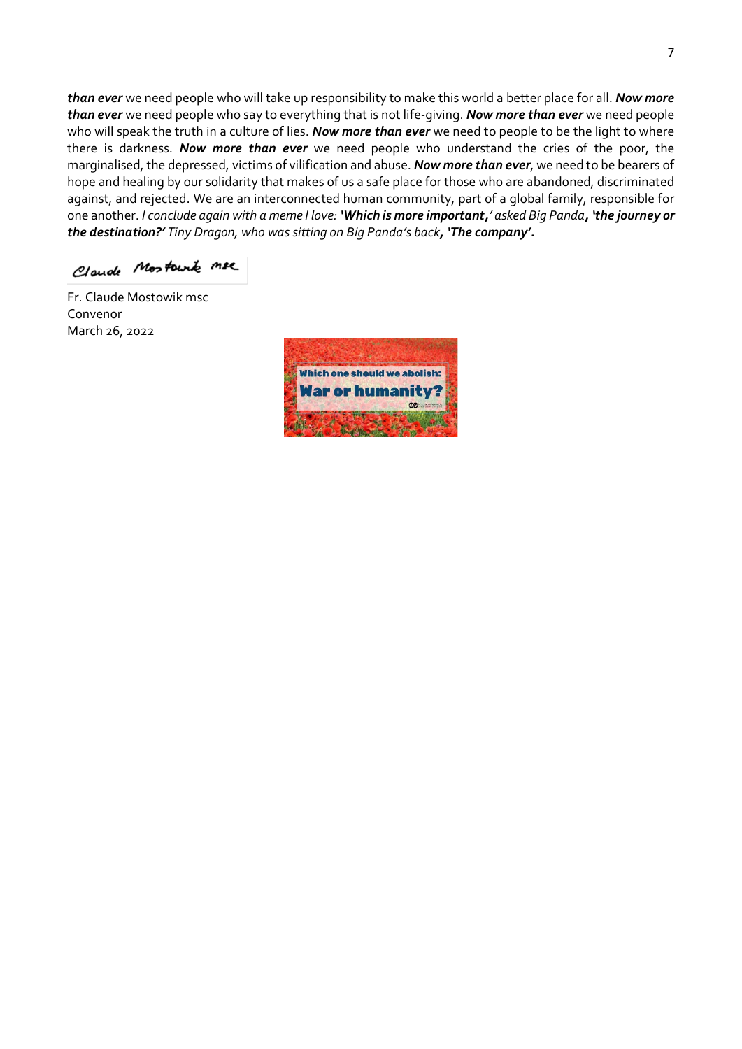***than ever*** we need people who will take up responsibility to make this world a better place for all. ***Now more than ever*** we need people who say to everything that is not life-giving. ***Now more than ever*** we need people who will speak the truth in a culture of lies. ***Now more than ever*** we need to people to be the light to where there is darkness. ***Now more than ever*** we need people who understand the cries of the poor, the marginalised, the depressed, victims of vilification and abuse. ***Now more than ever***, we need to be bearers of hope and healing by our solidarity that makes of us a safe place for those who are abandoned, discriminated against, and rejected. We are an interconnected human community, part of a global family, responsible for one another. *I conclude again with a meme I love:* ***'Which is more important,'*** *asked Big Panda*, ***'the journey or the destination?'*** *Tiny Dragon, who was sitting on Big Panda's back*, ***'The company'.***

Claude Mostowik msc

Fr. Claude Mostowik msc
Convenor
March 26, 2022

Which one should we abolish:
War or humanity?